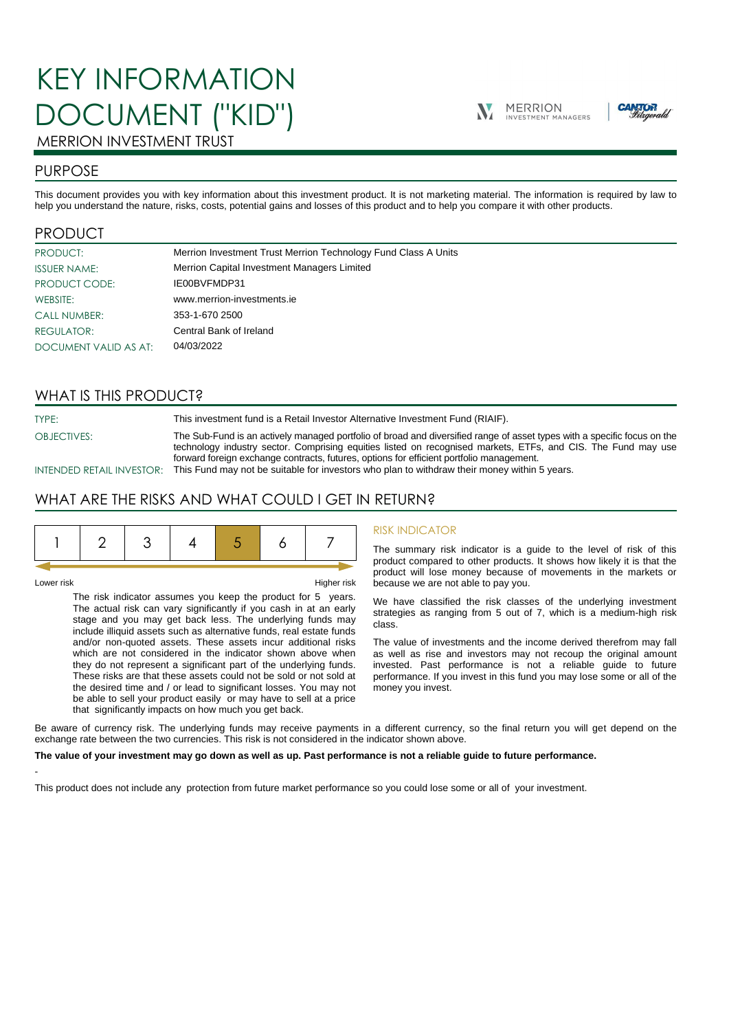# KEY INFORMATION DOCUMENT ("KID")

MERRION INVESTMENT TRUST

## PURPOSE

This document provides you with key information about this investment product. It is not marketing material. The information is required by law to help you understand the nature, risks, costs, potential gains and losses of this product and to help you compare it with other products.

## PRODUCT

| | |
|---|---|
| PRODUCT: | Merrion Investment Trust Merrion Technology Fund Class A Units |
| ISSUER NAME: | Merrion Capital Investment Managers Limited |
| PRODUCT CODE: | IE00BVFMDP31 |
| WEBSITE: | www.merrion-investments.ie |
| CALL NUMBER: | 353-1-670 2500 |
| REGULATOR: | Central Bank of Ireland |
| DOCUMENT VALID AS AT: | 04/03/2022 |

## WHAT IS THIS PRODUCT?

| | |
|---|---|
| TYPE: | This investment fund is a Retail Investor Alternative Investment Fund (RIAIF). |
| OBJECTIVES: | The Sub-Fund is an actively managed portfolio of broad and diversified range of asset types with a specific focus on the technology industry sector. Comprising equities listed on recognised markets, ETFs, and CIS. The Fund may use forward foreign exchange contracts, futures, options for efficient portfolio management. |
| INTENDED RETAIL INVESTOR: | This Fund may not be suitable for investors who plan to withdraw their money within 5 years. |

## WHAT ARE THE RISKS AND WHAT COULD I GET IN RETURN?

| 1 | 2 | 3 | 4 | 5 | 6 | 7 |
|---|---|---|---|---|---|---|

Lower risk — Higher risk

The risk indicator assumes you keep the product for 5 years. The actual risk can vary significantly if you cash in at an early stage and you may get back less. The underlying funds may include illiquid assets such as alternative funds, real estate funds and/or non-quoted assets. These assets incur additional risks which are not considered in the indicator shown above when they do not represent a significant part of the underlying funds. These risks are that these assets could not be sold or not sold at the desired time and / or lead to significant losses. You may not be able to sell your product easily or may have to sell at a price that significantly impacts on how much you get back.

### RISK INDICATOR

The summary risk indicator is a guide to the level of risk of this product compared to other products. It shows how likely it is that the product will lose money because of movements in the markets or because we are not able to pay you.

We have classified the risk classes of the underlying investment strategies as ranging from 5 out of 7, which is a medium-high risk class.

The value of investments and the income derived therefrom may fall as well as rise and investors may not recoup the original amount invested. Past performance is not a reliable guide to future performance. If you invest in this fund you may lose some or all of the money you invest.

Be aware of currency risk. The underlying funds may receive payments in a different currency, so the final return you will get depend on the exchange rate between the two currencies. This risk is not considered in the indicator shown above.

**The value of your investment may go down as well as up. Past performance is not a reliable guide to future performance.**

-

This product does not include any protection from future market performance so you could lose some or all of your investment.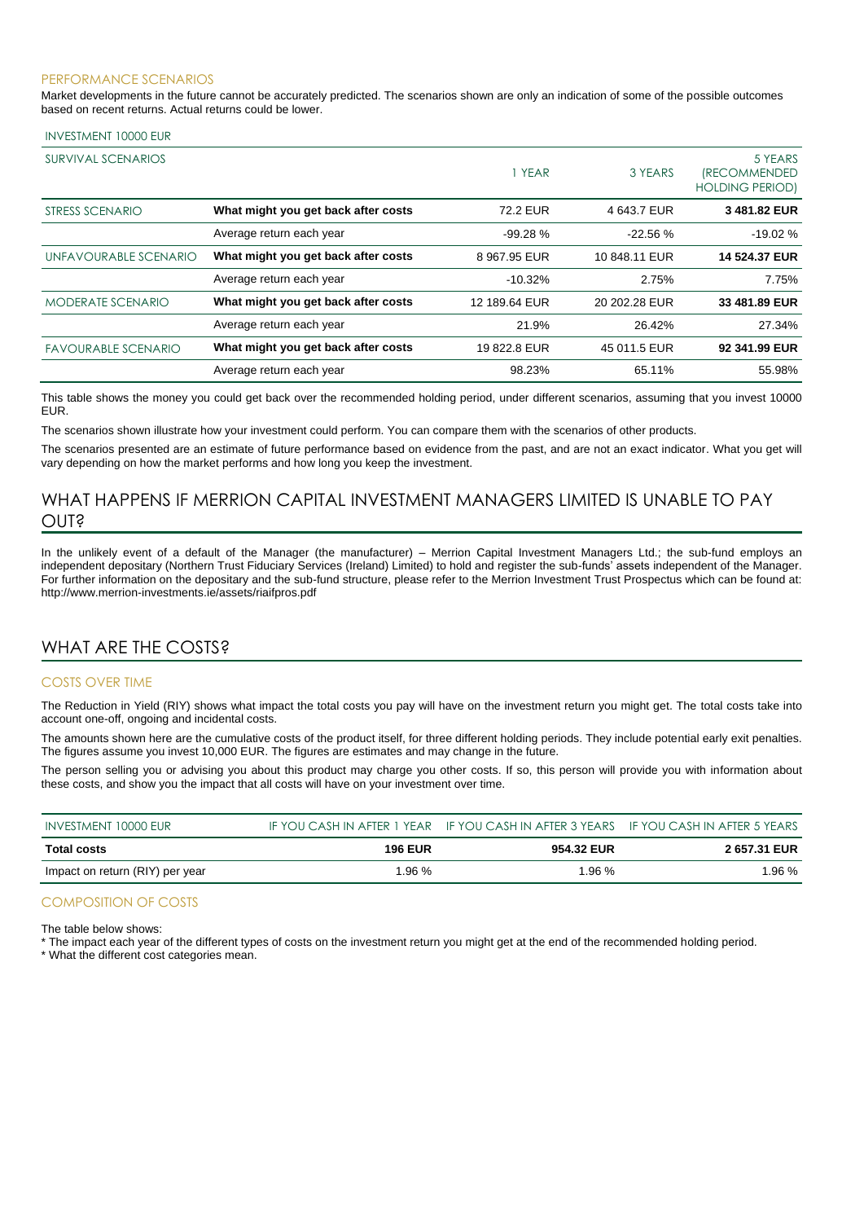### PERFORMANCE SCENARIOS

Market developments in the future cannot be accurately predicted. The scenarios shown are only an indication of some of the possible outcomes based on recent returns. Actual returns could be lower.

| INVESTMENT 10000 EUR | | | | |
|---|---|---|---|---|
| SURVIVAL SCENARIOS | | 1 YEAR | 3 YEARS | 5 YEARS (RECOMMENDED HOLDING PERIOD) |
| STRESS SCENARIO | **What might you get back after costs** | 72.2 EUR | 4 643.7 EUR | **3 481.82 EUR** |
| | Average return each year | -99.28 % | -22.56 % | -19.02 % |
| UNFAVOURABLE SCENARIO | **What might you get back after costs** | 8 967.95 EUR | 10 848.11 EUR | **14 524.37 EUR** |
| | Average return each year | -10.32% | 2.75% | 7.75% |
| MODERATE SCENARIO | **What might you get back after costs** | 12 189.64 EUR | 20 202.28 EUR | **33 481.89 EUR** |
| | Average return each year | 21.9% | 26.42% | 27.34% |
| FAVOURABLE SCENARIO | **What might you get back after costs** | 19 822.8 EUR | 45 011.5 EUR | **92 341.99 EUR** |
| | Average return each year | 98.23% | 65.11% | 55.98% |

This table shows the money you could get back over the recommended holding period, under different scenarios, assuming that you invest 10000 EUR.

The scenarios shown illustrate how your investment could perform. You can compare them with the scenarios of other products.

The scenarios presented are an estimate of future performance based on evidence from the past, and are not an exact indicator. What you get will vary depending on how the market performs and how long you keep the investment.

## WHAT HAPPENS IF MERRION CAPITAL INVESTMENT MANAGERS LIMITED IS UNABLE TO PAY OUT?

In the unlikely event of a default of the Manager (the manufacturer) – Merrion Capital Investment Managers Ltd.; the sub-fund employs an independent depositary (Northern Trust Fiduciary Services (Ireland) Limited) to hold and register the sub-funds' assets independent of the Manager. For further information on the depositary and the sub-fund structure, please refer to the Merrion Investment Trust Prospectus which can be found at: http://www.merrion-investments.ie/assets/riaifpros.pdf

## WHAT ARE THE COSTS?

### COSTS OVER TIME

The Reduction in Yield (RIY) shows what impact the total costs you pay will have on the investment return you might get. The total costs take into account one-off, ongoing and incidental costs.

The amounts shown here are the cumulative costs of the product itself, for three different holding periods. They include potential early exit penalties. The figures assume you invest 10,000 EUR. The figures are estimates and may change in the future.

The person selling you or advising you about this product may charge you other costs. If so, this person will provide you with information about these costs, and show you the impact that all costs will have on your investment over time.

| INVESTMENT 10000 EUR | IF YOU CASH IN AFTER 1 YEAR | IF YOU CASH IN AFTER 3 YEARS | IF YOU CASH IN AFTER 5 YEARS |
|---|---|---|---|
| **Total costs** | **196 EUR** | **954.32 EUR** | **2 657.31 EUR** |
| Impact on return (RIY) per year | 1.96 % | 1.96 % | 1.96 % |

### COMPOSITION OF COSTS

The table below shows:

* The impact each year of the different types of costs on the investment return you might get at the end of the recommended holding period.
* What the different cost categories mean.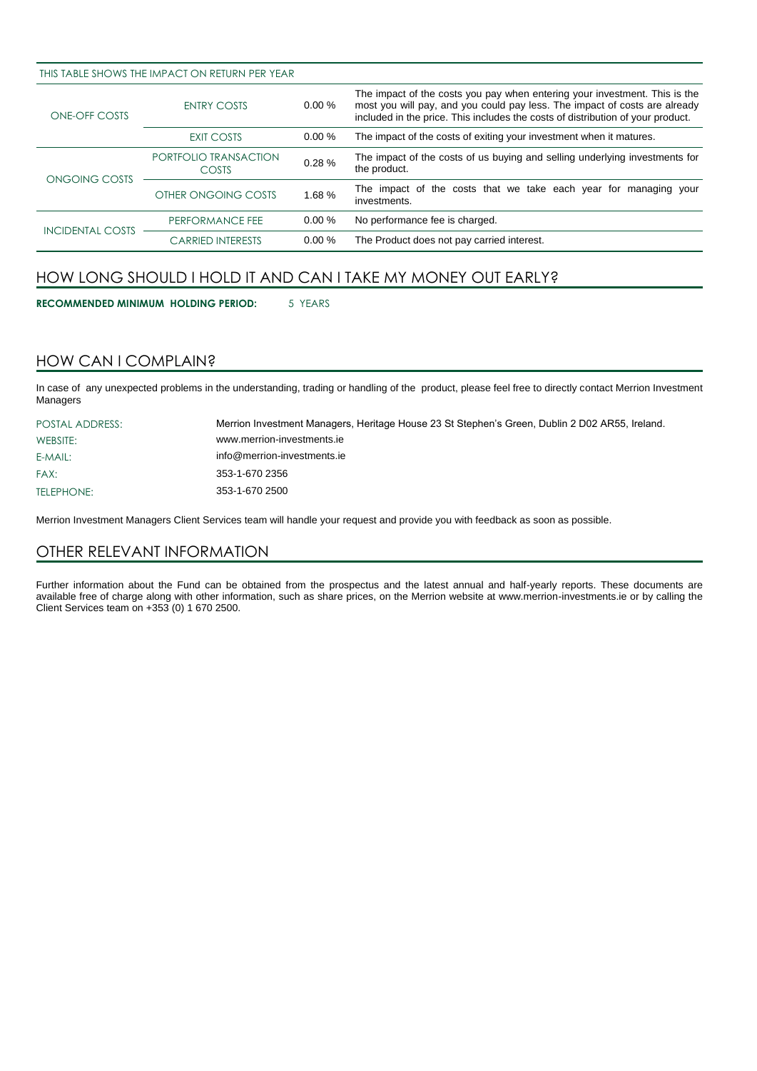| THIS TABLE SHOWS THE IMPACT ON RETURN PER YEAR | | | |
|---|---|---|---|
| ONE-OFF COSTS | ENTRY COSTS | 0.00 % | The impact of the costs you pay when entering your investment. This is the most you will pay, and you could pay less. The impact of costs are already included in the price. This includes the costs of distribution of your product. |
| | EXIT COSTS | 0.00 % | The impact of the costs of exiting your investment when it matures. |
| ONGOING COSTS | PORTFOLIO TRANSACTION COSTS | 0.28 % | The impact of the costs of us buying and selling underlying investments for the product. |
| | OTHER ONGOING COSTS | 1.68 % | The impact of the costs that we take each year for managing your investments. |
| INCIDENTAL COSTS | PERFORMANCE FEE | 0.00 % | No performance fee is charged. |
| | CARRIED INTERESTS | 0.00 % | The Product does not pay carried interest. |

## HOW LONG SHOULD I HOLD IT AND CAN I TAKE MY MONEY OUT EARLY?

**RECOMMENDED MINIMUM HOLDING PERIOD:** 5 YEARS

## HOW CAN I COMPLAIN?

In case of any unexpected problems in the understanding, trading or handling of the product, please feel free to directly contact Merrion Investment Managers

| | |
|---|---|
| POSTAL ADDRESS: | Merrion Investment Managers, Heritage House 23 St Stephen's Green, Dublin 2 D02 AR55, Ireland. |
| WEBSITE: | www.merrion-investments.ie |
| E-MAIL: | info@merrion-investments.ie |
| FAX: | 353-1-670 2356 |
| TELEPHONE: | 353-1-670 2500 |

Merrion Investment Managers Client Services team will handle your request and provide you with feedback as soon as possible.

## OTHER RELEVANT INFORMATION

Further information about the Fund can be obtained from the prospectus and the latest annual and half-yearly reports. These documents are available free of charge along with other information, such as share prices, on the Merrion website at www.merrion-investments.ie or by calling the Client Services team on +353 (0) 1 670 2500.